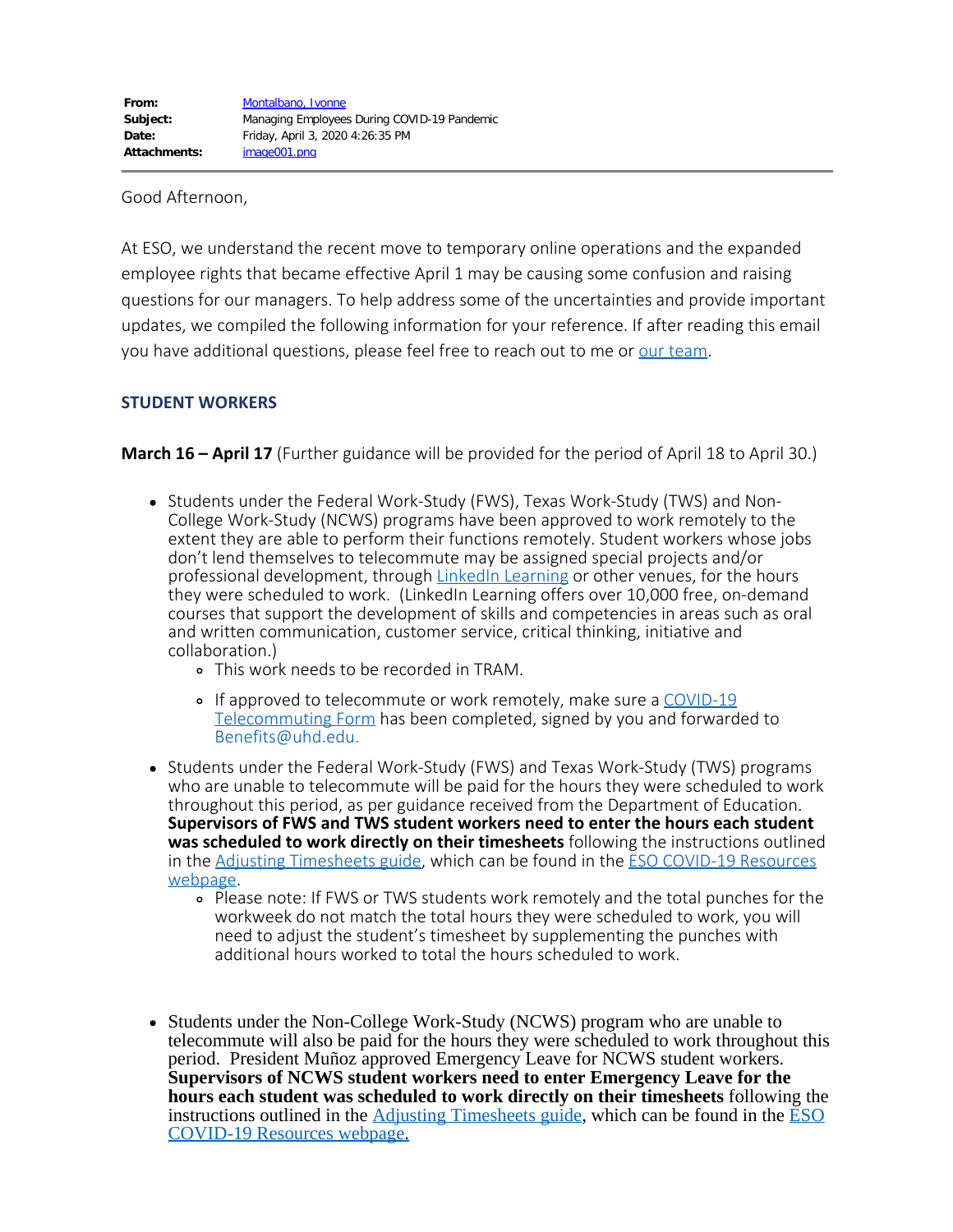**From:** Montalbano, Ivonne
**Subject:** Managing Employees During COVID-19 Pandemic
**Date:** Friday, April 3, 2020 4:26:35 PM
**Attachments:** image001.png

---

Good Afternoon,

At ESO, we understand the recent move to temporary online operations and the expanded employee rights that became effective April 1 may be causing some confusion and raising questions for our managers. To help address some of the uncertainties and provide important updates, we compiled the following information for your reference. If after reading this email you have additional questions, please feel free to reach out to me or our team.

## STUDENT WORKERS

**March 16 – April 17** (Further guidance will be provided for the period of April 18 to April 30.)

- Students under the Federal Work-Study (FWS), Texas Work-Study (TWS) and Non-College Work-Study (NCWS) programs have been approved to work remotely to the extent they are able to perform their functions remotely. Student workers whose jobs don't lend themselves to telecommute may be assigned special projects and/or professional development, through LinkedIn Learning or other venues, for the hours they were scheduled to work. (LinkedIn Learning offers over 10,000 free, on-demand courses that support the development of skills and competencies in areas such as oral and written communication, customer service, critical thinking, initiative and collaboration.)
  - This work needs to be recorded in TRAM.
  - If approved to telecommute or work remotely, make sure a COVID-19 Telecommuting Form has been completed, signed by you and forwarded to Benefits@uhd.edu.
- Students under the Federal Work-Study (FWS) and Texas Work-Study (TWS) programs who are unable to telecommute will be paid for the hours they were scheduled to work throughout this period, as per guidance received from the Department of Education. **Supervisors of FWS and TWS student workers need to enter the hours each student was scheduled to work directly on their timesheets** following the instructions outlined in the Adjusting Timesheets guide, which can be found in the ESO COVID-19 Resources webpage.
  - Please note: If FWS or TWS students work remotely and the total punches for the workweek do not match the total hours they were scheduled to work, you will need to adjust the student's timesheet by supplementing the punches with additional hours worked to total the hours scheduled to work.
- Students under the Non-College Work-Study (NCWS) program who are unable to telecommute will also be paid for the hours they were scheduled to work throughout this period. President Muñoz approved Emergency Leave for NCWS student workers. **Supervisors of NCWS student workers need to enter Emergency Leave for the hours each student was scheduled to work directly on their timesheets** following the instructions outlined in the Adjusting Timesheets guide, which can be found in the ESO COVID-19 Resources webpage.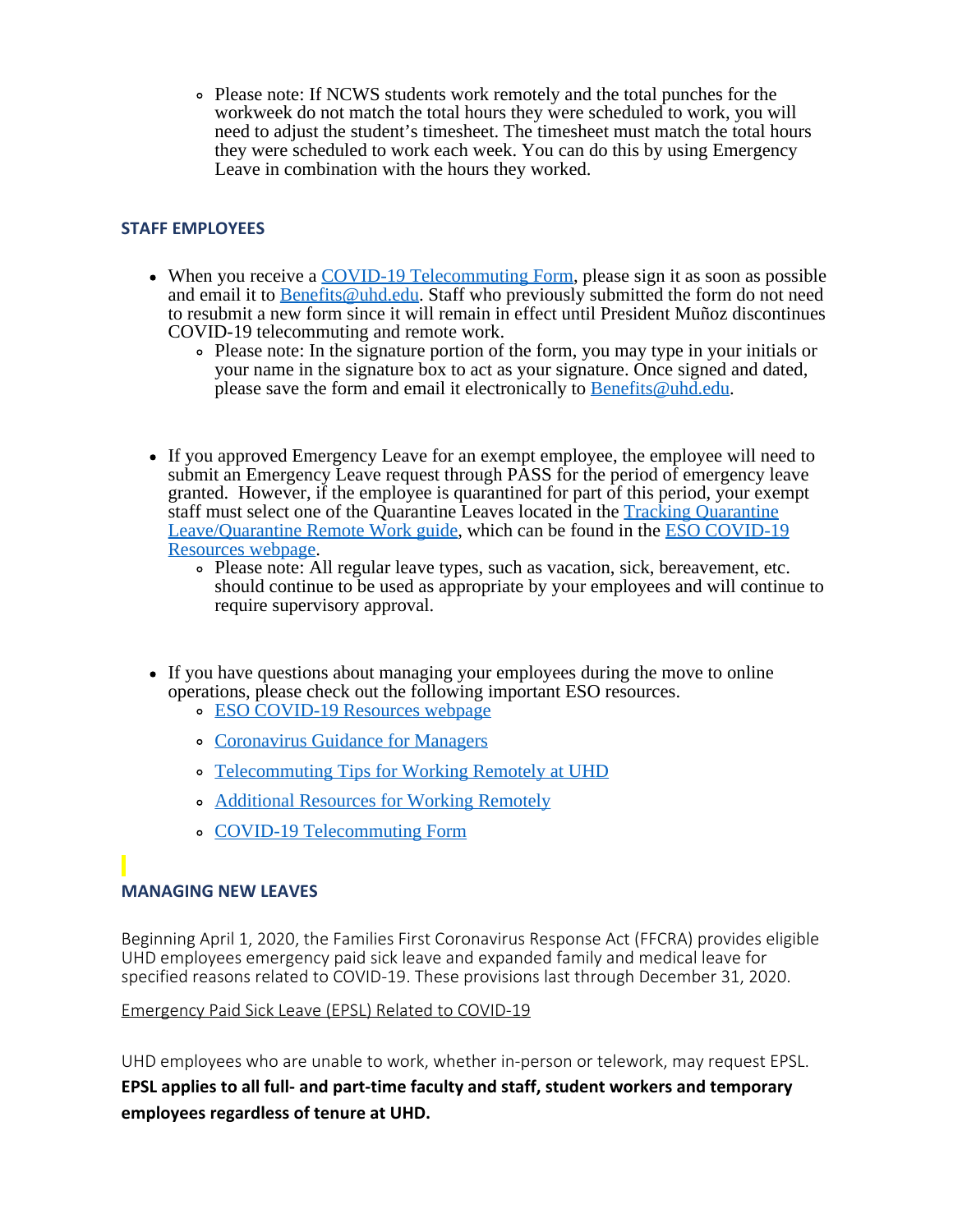- Please note: If NCWS students work remotely and the total punches for the workweek do not match the total hours they were scheduled to work, you will need to adjust the student's timesheet. The timesheet must match the total hours they were scheduled to work each week. You can do this by using Emergency Leave in combination with the hours they worked.

### STAFF EMPLOYEES

- When you receive a COVID-19 Telecommuting Form, please sign it as soon as possible and email it to Benefits@uhd.edu. Staff who previously submitted the form do not need to resubmit a new form since it will remain in effect until President Muñoz discontinues COVID-19 telecommuting and remote work.
  - Please note: In the signature portion of the form, you may type in your initials or your name in the signature box to act as your signature. Once signed and dated, please save the form and email it electronically to Benefits@uhd.edu.

- If you approved Emergency Leave for an exempt employee, the employee will need to submit an Emergency Leave request through PASS for the period of emergency leave granted. However, if the employee is quarantined for part of this period, your exempt staff must select one of the Quarantine Leaves located in the Tracking Quarantine Leave/Quarantine Remote Work guide, which can be found in the ESO COVID-19 Resources webpage.
  - Please note: All regular leave types, such as vacation, sick, bereavement, etc. should continue to be used as appropriate by your employees and will continue to require supervisory approval.

- If you have questions about managing your employees during the move to online operations, please check out the following important ESO resources.
  - ESO COVID-19 Resources webpage
  - Coronavirus Guidance for Managers
  - Telecommuting Tips for Working Remotely at UHD
  - Additional Resources for Working Remotely
  - COVID-19 Telecommuting Form

### MANAGING NEW LEAVES

Beginning April 1, 2020, the Families First Coronavirus Response Act (FFCRA) provides eligible UHD employees emergency paid sick leave and expanded family and medical leave for specified reasons related to COVID-19. These provisions last through December 31, 2020.

Emergency Paid Sick Leave (EPSL) Related to COVID-19

UHD employees who are unable to work, whether in-person or telework, may request EPSL.

**EPSL applies to all full- and part-time faculty and staff, student workers and temporary employees regardless of tenure at UHD.**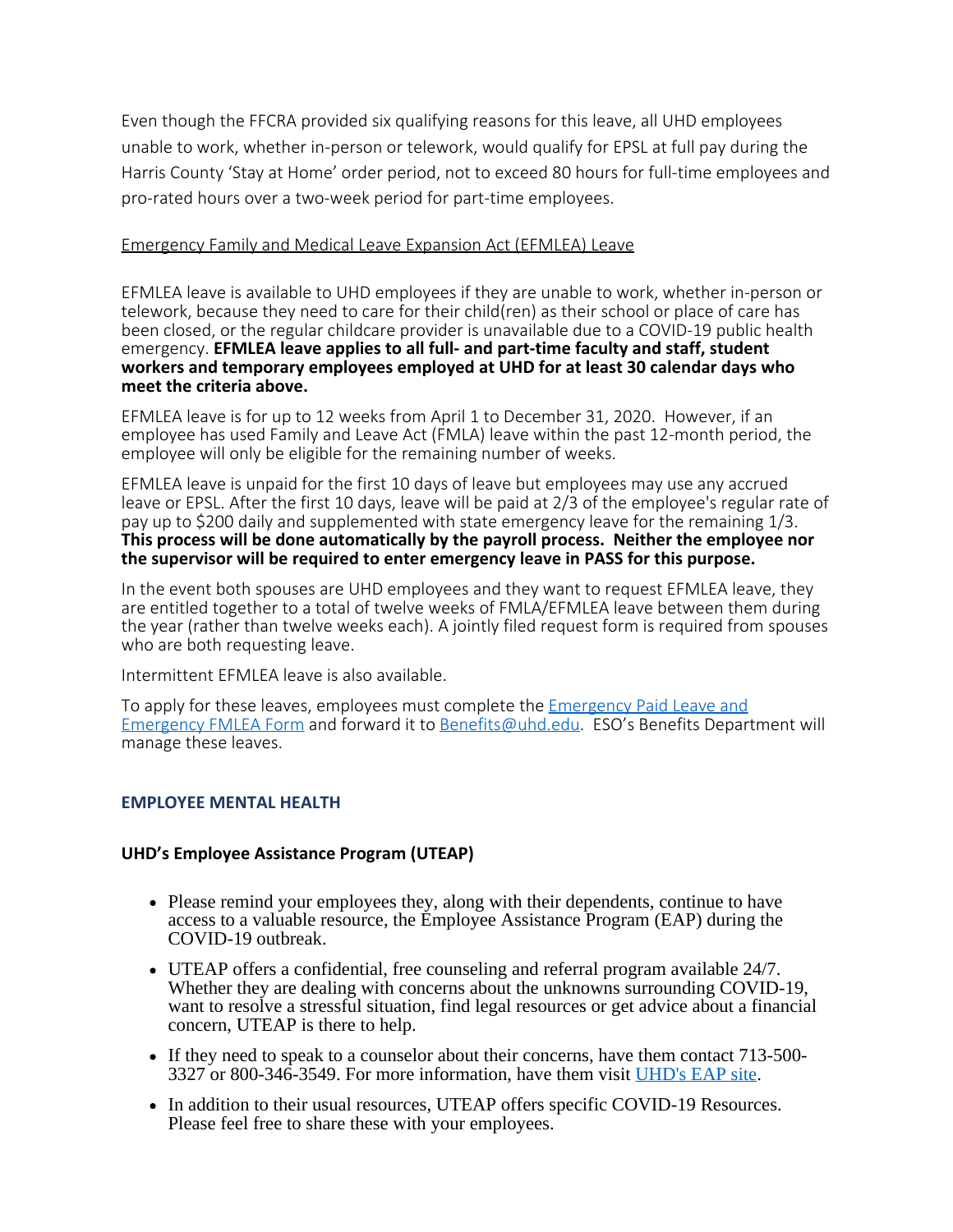Even though the FFCRA provided six qualifying reasons for this leave, all UHD employees unable to work, whether in-person or telework, would qualify for EPSL at full pay during the Harris County 'Stay at Home' order period, not to exceed 80 hours for full-time employees and pro-rated hours over a two-week period for part-time employees.

Emergency Family and Medical Leave Expansion Act (EFMLEA) Leave

EFMLEA leave is available to UHD employees if they are unable to work, whether in-person or telework, because they need to care for their child(ren) as their school or place of care has been closed, or the regular childcare provider is unavailable due to a COVID-19 public health emergency. **EFMLEA leave applies to all full- and part-time faculty and staff, student workers and temporary employees employed at UHD for at least 30 calendar days who meet the criteria above.**

EFMLEA leave is for up to 12 weeks from April 1 to December 31, 2020. However, if an employee has used Family and Leave Act (FMLA) leave within the past 12-month period, the employee will only be eligible for the remaining number of weeks.

EFMLEA leave is unpaid for the first 10 days of leave but employees may use any accrued leave or EPSL. After the first 10 days, leave will be paid at 2/3 of the employee's regular rate of pay up to $200 daily and supplemented with state emergency leave for the remaining 1/3. **This process will be done automatically by the payroll process. Neither the employee nor the supervisor will be required to enter emergency leave in PASS for this purpose.**

In the event both spouses are UHD employees and they want to request EFMLEA leave, they are entitled together to a total of twelve weeks of FMLA/EFMLEA leave between them during the year (rather than twelve weeks each). A jointly filed request form is required from spouses who are both requesting leave.

Intermittent EFMLEA leave is also available.

To apply for these leaves, employees must complete the Emergency Paid Leave and Emergency FMLEA Form and forward it to Benefits@uhd.edu. ESO's Benefits Department will manage these leaves.

## EMPLOYEE MENTAL HEALTH

### UHD's Employee Assistance Program (UTEAP)

- Please remind your employees they, along with their dependents, continue to have access to a valuable resource, the Employee Assistance Program (EAP) during the COVID-19 outbreak.
- UTEAP offers a confidential, free counseling and referral program available 24/7. Whether they are dealing with concerns about the unknowns surrounding COVID-19, want to resolve a stressful situation, find legal resources or get advice about a financial concern, UTEAP is there to help.
- If they need to speak to a counselor about their concerns, have them contact 713-500-3327 or 800-346-3549. For more information, have them visit UHD's EAP site.
- In addition to their usual resources, UTEAP offers specific COVID-19 Resources. Please feel free to share these with your employees.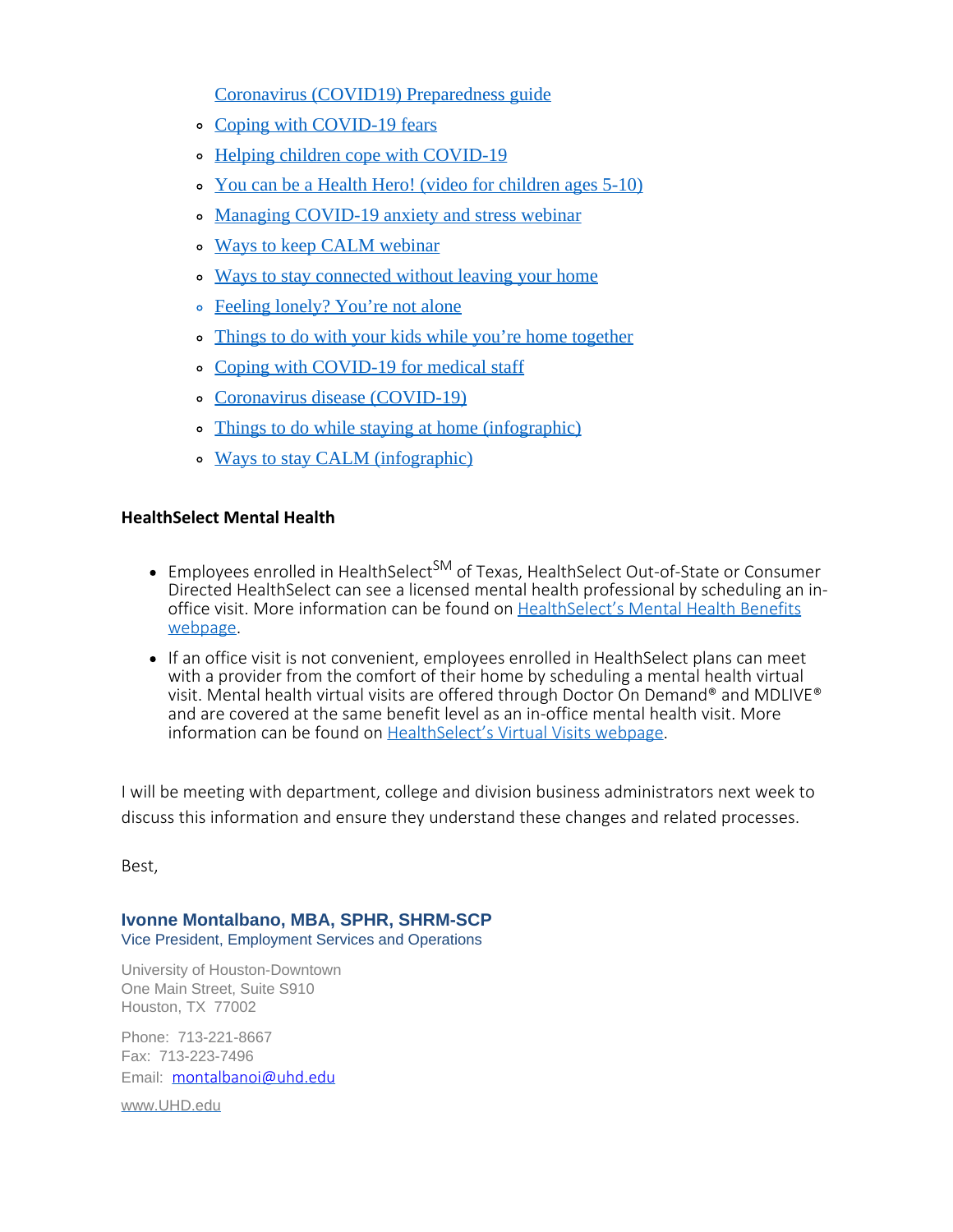Coronavirus (COVID19) Preparedness guide

- Coping with COVID-19 fears
- Helping children cope with COVID-19
- You can be a Health Hero! (video for children ages 5-10)
- Managing COVID-19 anxiety and stress webinar
- Ways to keep CALM webinar
- Ways to stay connected without leaving your home
- Feeling lonely? You're not alone
- Things to do with your kids while you're home together
- Coping with COVID-19 for medical staff
- Coronavirus disease (COVID-19)
- Things to do while staying at home (infographic)
- Ways to stay CALM (infographic)

**HealthSelect Mental Health**

- Employees enrolled in HealthSelect℠ of Texas, HealthSelect Out-of-State or Consumer Directed HealthSelect can see a licensed mental health professional by scheduling an in-office visit. More information can be found on HealthSelect's Mental Health Benefits webpage.
- If an office visit is not convenient, employees enrolled in HealthSelect plans can meet with a provider from the comfort of their home by scheduling a mental health virtual visit. Mental health virtual visits are offered through Doctor On Demand® and MDLIVE® and are covered at the same benefit level as an in-office mental health visit. More information can be found on HealthSelect's Virtual Visits webpage.

I will be meeting with department, college and division business administrators next week to discuss this information and ensure they understand these changes and related processes.

Best,

**Ivonne Montalbano, MBA, SPHR, SHRM-SCP**
Vice President, Employment Services and Operations

University of Houston-Downtown
One Main Street, Suite S910
Houston, TX 77002

Phone: 713-221-8667
Fax: 713-223-7496
Email: montalbanoi@uhd.edu

www.UHD.edu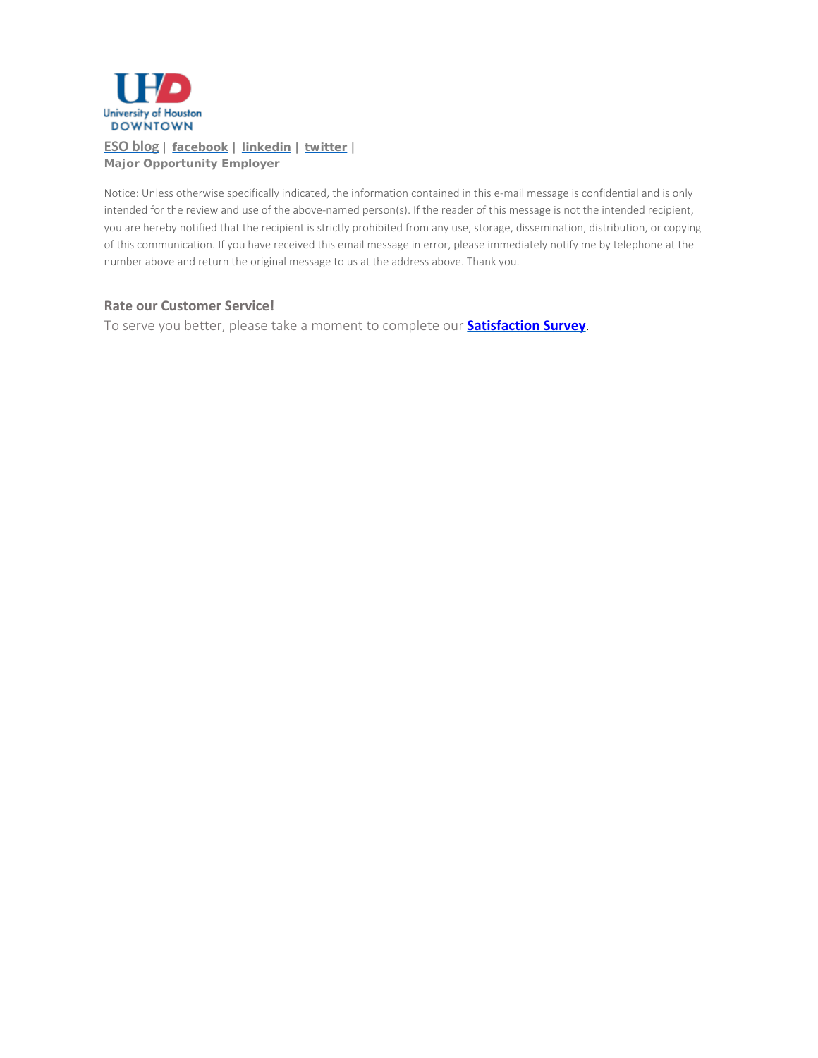University of Houston DOWNTOWN

ESO blog | facebook | linkedin | twitter |
**Major Opportunity Employer**

Notice: Unless otherwise specifically indicated, the information contained in this e-mail message is confidential and is only intended for the review and use of the above-named person(s). If the reader of this message is not the intended recipient, you are hereby notified that the recipient is strictly prohibited from any use, storage, dissemination, distribution, or copying of this communication. If you have received this email message in error, please immediately notify me by telephone at the number above and return the original message to us at the address above. Thank you.

**Rate our Customer Service!**
To serve you better, please take a moment to complete our **Satisfaction Survey**.